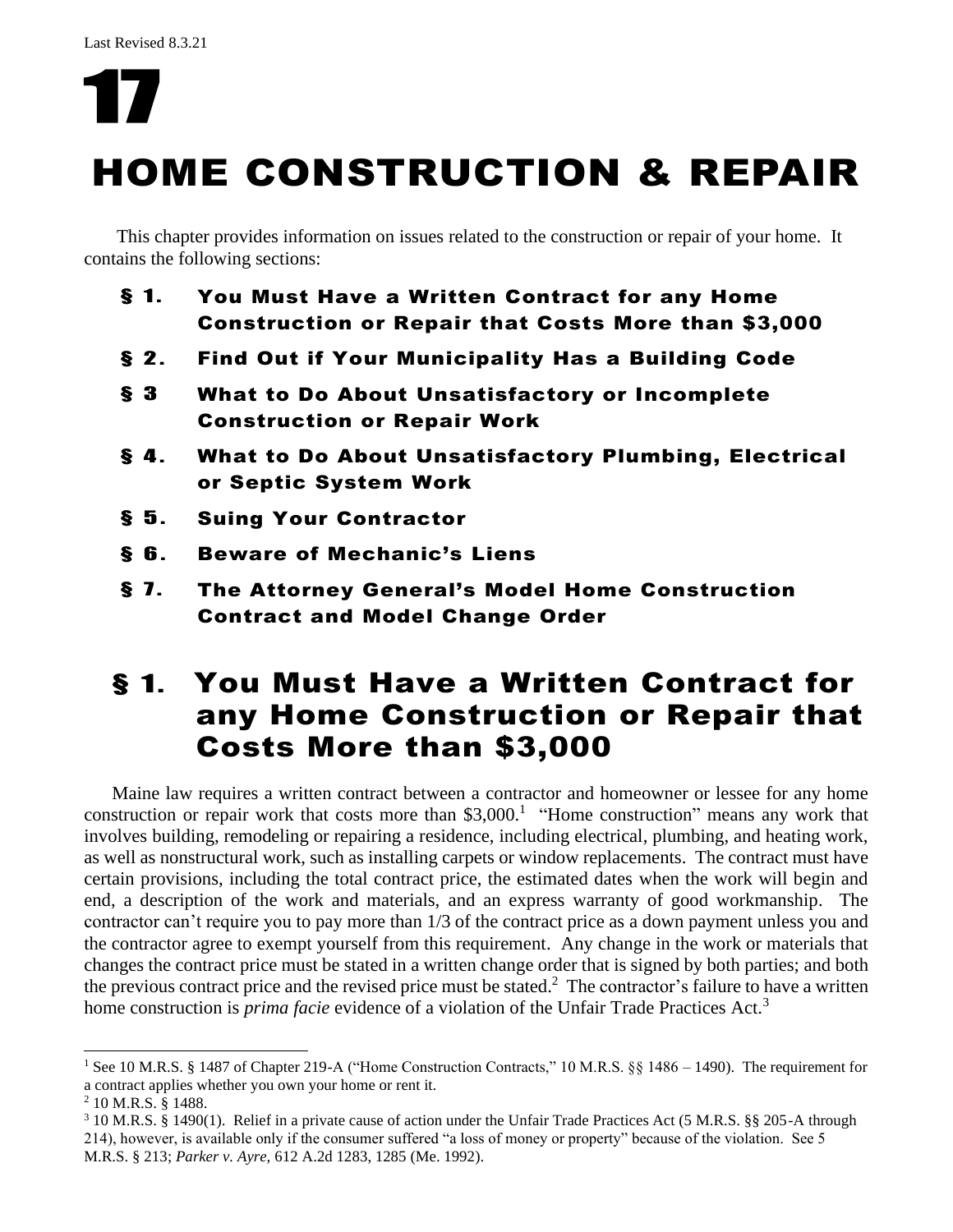Last Revised 8.3.21

# 17

# HOME CONSTRUCTION & REPAIR

This chapter provides information on issues related to the construction or repair of your home. It contains the following sections:

- **§ 1. You Must Have a Written Contract for any Home Construction or Repair that Costs More than $3,000**
- **§ 2. Find Out if Your Municipality Has a Building Code**
- **§ 3 What to Do About Unsatisfactory or Incomplete Construction or Repair Work**
- **§ 4. What to Do About Unsatisfactory Plumbing, Electrical or Septic System Work**
- **§ 5. Suing Your Contractor**
- **§ 6. Beware of Mechanic's Liens**
- **§ 7. The Attorney General's Model Home Construction Contract and Model Change Order**

## § 1. You Must Have a Written Contract for any Home Construction or Repair that Costs More than $3,000

Maine law requires a written contract between a contractor and homeowner or lessee for any home construction or repair work that costs more than $3,000.[1] "Home construction" means any work that involves building, remodeling or repairing a residence, including electrical, plumbing, and heating work, as well as nonstructural work, such as installing carpets or window replacements. The contract must have certain provisions, including the total contract price, the estimated dates when the work will begin and end, a description of the work and materials, and an express warranty of good workmanship. The contractor can't require you to pay more than 1/3 of the contract price as a down payment unless you and the contractor agree to exempt yourself from this requirement. Any change in the work or materials that changes the contract price must be stated in a written change order that is signed by both parties; and both the previous contract price and the revised price must be stated.[2] The contractor's failure to have a written home construction is *prima facie* evidence of a violation of the Unfair Trade Practices Act.[3]

---

[1] See 10 M.R.S. § 1487 of Chapter 219-A ("Home Construction Contracts," 10 M.R.S. §§ 1486 – 1490). The requirement for a contract applies whether you own your home or rent it.

[2] 10 M.R.S. § 1488.

[3] 10 M.R.S. § 1490(1). Relief in a private cause of action under the Unfair Trade Practices Act (5 M.R.S. §§ 205-A through 214), however, is available only if the consumer suffered "a loss of money or property" because of the violation. See 5 M.R.S. § 213; *Parker v. Ayre,* 612 A.2d 1283, 1285 (Me. 1992).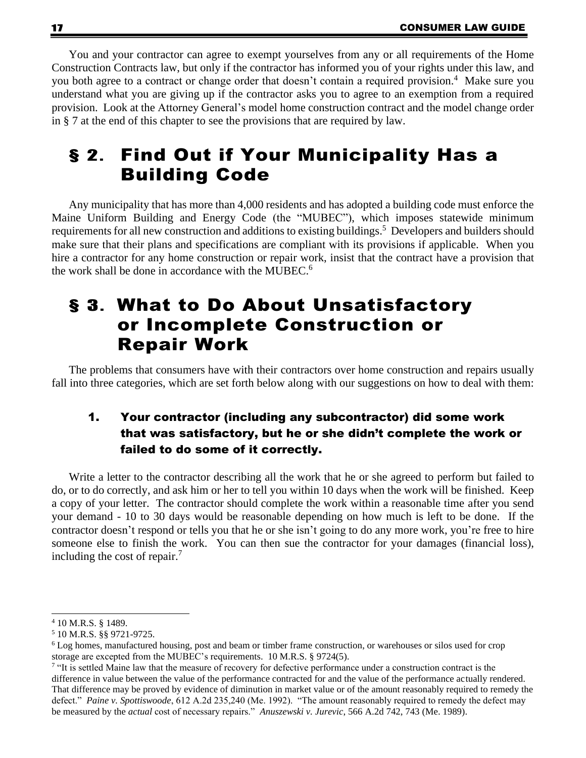You and your contractor can agree to exempt yourselves from any or all requirements of the Home Construction Contracts law, but only if the contractor has informed you of your rights under this law, and you both agree to a contract or change order that doesn't contain a required provision.[4] Make sure you understand what you are giving up if the contractor asks you to agree to an exemption from a required provision. Look at the Attorney General's model home construction contract and the model change order in § 7 at the end of this chapter to see the provisions that are required by law.

## § 2. Find Out if Your Municipality Has a Building Code

Any municipality that has more than 4,000 residents and has adopted a building code must enforce the Maine Uniform Building and Energy Code (the "MUBEC"), which imposes statewide minimum requirements for all new construction and additions to existing buildings.[5] Developers and builders should make sure that their plans and specifications are compliant with its provisions if applicable. When you hire a contractor for any home construction or repair work, insist that the contract have a provision that the work shall be done in accordance with the MUBEC.[6]

## § 3. What to Do About Unsatisfactory or Incomplete Construction or Repair Work

The problems that consumers have with their contractors over home construction and repairs usually fall into three categories, which are set forth below along with our suggestions on how to deal with them:

### 1. Your contractor (including any subcontractor) did some work that was satisfactory, but he or she didn't complete the work or failed to do some of it correctly.

Write a letter to the contractor describing all the work that he or she agreed to perform but failed to do, or to do correctly, and ask him or her to tell you within 10 days when the work will be finished. Keep a copy of your letter. The contractor should complete the work within a reasonable time after you send your demand - 10 to 30 days would be reasonable depending on how much is left to be done. If the contractor doesn't respond or tells you that he or she isn't going to do any more work, you're free to hire someone else to finish the work. You can then sue the contractor for your damages (financial loss), including the cost of repair.[7]

---

[4] 10 M.R.S. § 1489.

[5] 10 M.R.S. §§ 9721-9725.

[6] Log homes, manufactured housing, post and beam or timber frame construction, or warehouses or silos used for crop storage are excepted from the MUBEC's requirements. 10 M.R.S. § 9724(5).

[7] "It is settled Maine law that the measure of recovery for defective performance under a construction contract is the difference in value between the value of the performance contracted for and the value of the performance actually rendered. That difference may be proved by evidence of diminution in market value or of the amount reasonably required to remedy the defect." *Paine v. Spottiswoode*, 612 A.2d 235,240 (Me. 1992). "The amount reasonably required to remedy the defect may be measured by the *actual* cost of necessary repairs." *Anuszewski v. Jurevic*, 566 A.2d 742, 743 (Me. 1989).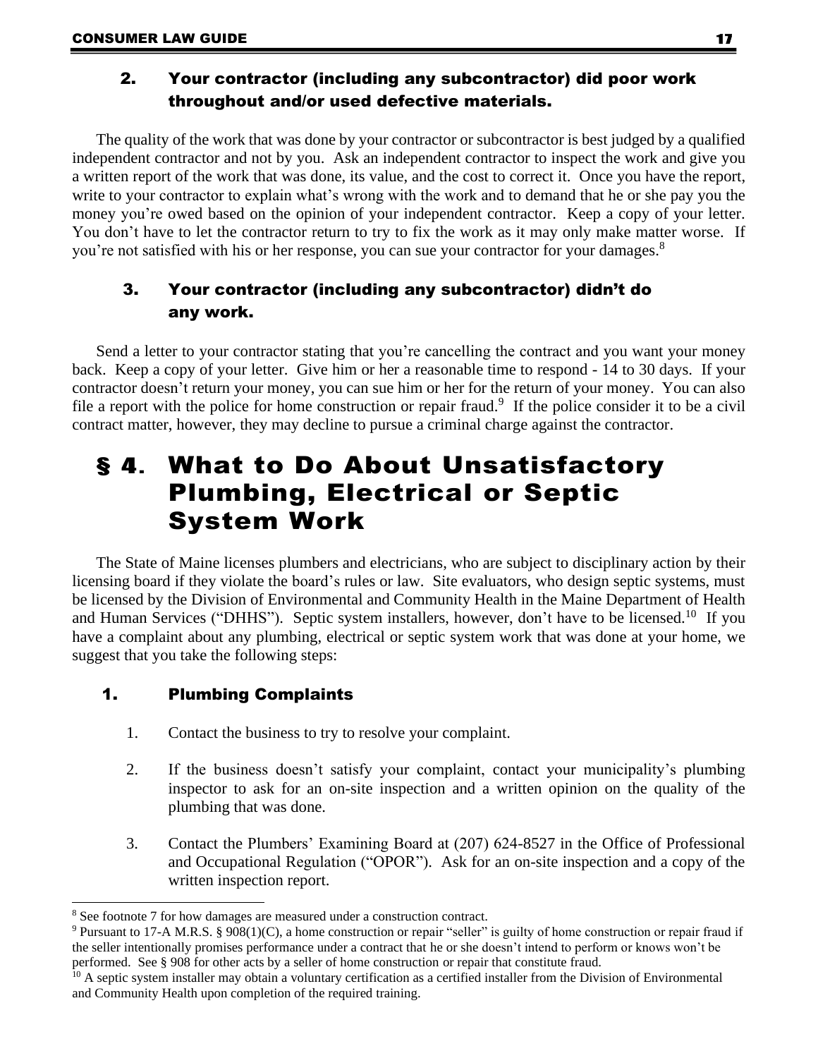### 2. Your contractor (including any subcontractor) did poor work throughout and/or used defective materials.

The quality of the work that was done by your contractor or subcontractor is best judged by a qualified independent contractor and not by you. Ask an independent contractor to inspect the work and give you a written report of the work that was done, its value, and the cost to correct it. Once you have the report, write to your contractor to explain what's wrong with the work and to demand that he or she pay you the money you're owed based on the opinion of your independent contractor. Keep a copy of your letter. You don't have to let the contractor return to try to fix the work as it may only make matter worse. If you're not satisfied with his or her response, you can sue your contractor for your damages.[8]

### 3. Your contractor (including any subcontractor) didn't do any work.

Send a letter to your contractor stating that you're cancelling the contract and you want your money back. Keep a copy of your letter. Give him or her a reasonable time to respond - 14 to 30 days. If your contractor doesn't return your money, you can sue him or her for the return of your money. You can also file a report with the police for home construction or repair fraud.[9] If the police consider it to be a civil contract matter, however, they may decline to pursue a criminal charge against the contractor.

## § 4. What to Do About Unsatisfactory Plumbing, Electrical or Septic System Work

The State of Maine licenses plumbers and electricians, who are subject to disciplinary action by their licensing board if they violate the board's rules or law. Site evaluators, who design septic systems, must be licensed by the Division of Environmental and Community Health in the Maine Department of Health and Human Services ("DHHS"). Septic system installers, however, don't have to be licensed.[10] If you have a complaint about any plumbing, electrical or septic system work that was done at your home, we suggest that you take the following steps:

### 1. Plumbing Complaints

1. Contact the business to try to resolve your complaint.

2. If the business doesn't satisfy your complaint, contact your municipality's plumbing inspector to ask for an on-site inspection and a written opinion on the quality of the plumbing that was done.

3. Contact the Plumbers' Examining Board at (207) 624-8527 in the Office of Professional and Occupational Regulation ("OPOR"). Ask for an on-site inspection and a copy of the written inspection report.

---

[8] See footnote 7 for how damages are measured under a construction contract.

[9] Pursuant to 17-A M.R.S. § 908(1)(C), a home construction or repair "seller" is guilty of home construction or repair fraud if the seller intentionally promises performance under a contract that he or she doesn't intend to perform or knows won't be performed. See § 908 for other acts by a seller of home construction or repair that constitute fraud.

[10] A septic system installer may obtain a voluntary certification as a certified installer from the Division of Environmental and Community Health upon completion of the required training.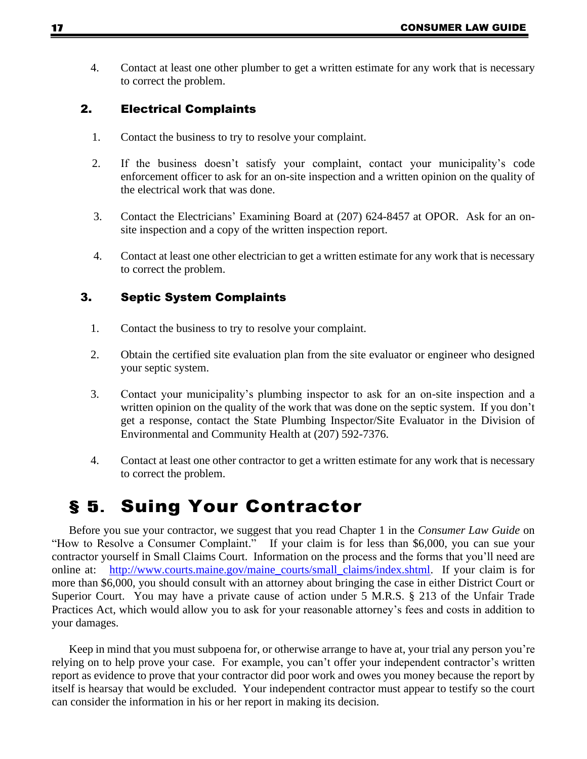4. Contact at least one other plumber to get a written estimate for any work that is necessary to correct the problem.

### 2. Electrical Complaints

1. Contact the business to try to resolve your complaint.
2. If the business doesn't satisfy your complaint, contact your municipality's code enforcement officer to ask for an on-site inspection and a written opinion on the quality of the electrical work that was done.
3. Contact the Electricians' Examining Board at (207) 624-8457 at OPOR. Ask for an on-site inspection and a copy of the written inspection report.
4. Contact at least one other electrician to get a written estimate for any work that is necessary to correct the problem.

### 3. Septic System Complaints

1. Contact the business to try to resolve your complaint.
2. Obtain the certified site evaluation plan from the site evaluator or engineer who designed your septic system.
3. Contact your municipality's plumbing inspector to ask for an on-site inspection and a written opinion on the quality of the work that was done on the septic system. If you don't get a response, contact the State Plumbing Inspector/Site Evaluator in the Division of Environmental and Community Health at (207) 592-7376.
4. Contact at least one other contractor to get a written estimate for any work that is necessary to correct the problem.

## § 5. Suing Your Contractor

Before you sue your contractor, we suggest that you read Chapter 1 in the *Consumer Law Guide* on "How to Resolve a Consumer Complaint." If your claim is for less than $6,000, you can sue your contractor yourself in Small Claims Court. Information on the process and the forms that you'll need are online at: [http://www.courts.maine.gov/maine_courts/small_claims/index.shtml](http://www.courts.maine.gov/maine_courts/small_claims/index.shtml). If your claim is for more than $6,000, you should consult with an attorney about bringing the case in either District Court or Superior Court. You may have a private cause of action under 5 M.R.S. § 213 of the Unfair Trade Practices Act, which would allow you to ask for your reasonable attorney's fees and costs in addition to your damages.

Keep in mind that you must subpoena for, or otherwise arrange to have at, your trial any person you're relying on to help prove your case. For example, you can't offer your independent contractor's written report as evidence to prove that your contractor did poor work and owes you money because the report by itself is hearsay that would be excluded. Your independent contractor must appear to testify so the court can consider the information in his or her report in making its decision.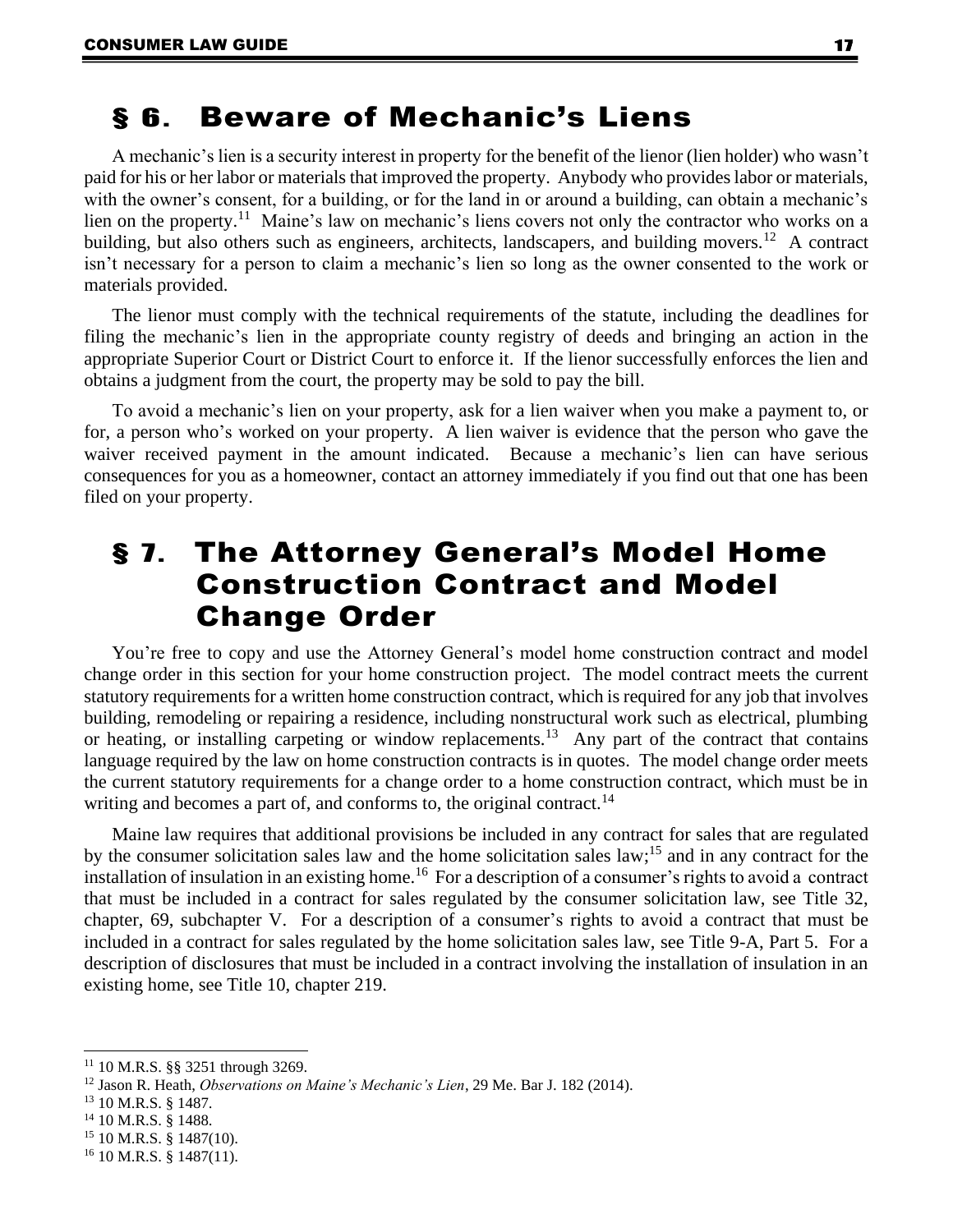## § 6. Beware of Mechanic's Liens

A mechanic's lien is a security interest in property for the benefit of the lienor (lien holder) who wasn't paid for his or her labor or materials that improved the property. Anybody who provides labor or materials, with the owner's consent, for a building, or for the land in or around a building, can obtain a mechanic's lien on the property.[11] Maine's law on mechanic's liens covers not only the contractor who works on a building, but also others such as engineers, architects, landscapers, and building movers.[12] A contract isn't necessary for a person to claim a mechanic's lien so long as the owner consented to the work or materials provided.

The lienor must comply with the technical requirements of the statute, including the deadlines for filing the mechanic's lien in the appropriate county registry of deeds and bringing an action in the appropriate Superior Court or District Court to enforce it. If the lienor successfully enforces the lien and obtains a judgment from the court, the property may be sold to pay the bill.

To avoid a mechanic's lien on your property, ask for a lien waiver when you make a payment to, or for, a person who's worked on your property. A lien waiver is evidence that the person who gave the waiver received payment in the amount indicated. Because a mechanic's lien can have serious consequences for you as a homeowner, contact an attorney immediately if you find out that one has been filed on your property.

## § 7. The Attorney General's Model Home Construction Contract and Model Change Order

You're free to copy and use the Attorney General's model home construction contract and model change order in this section for your home construction project. The model contract meets the current statutory requirements for a written home construction contract, which is required for any job that involves building, remodeling or repairing a residence, including nonstructural work such as electrical, plumbing or heating, or installing carpeting or window replacements.[13] Any part of the contract that contains language required by the law on home construction contracts is in quotes. The model change order meets the current statutory requirements for a change order to a home construction contract, which must be in writing and becomes a part of, and conforms to, the original contract.[14]

Maine law requires that additional provisions be included in any contract for sales that are regulated by the consumer solicitation sales law and the home solicitation sales law;[15] and in any contract for the installation of insulation in an existing home.[16] For a description of a consumer's rights to avoid a contract that must be included in a contract for sales regulated by the consumer solicitation law, see Title 32, chapter, 69, subchapter V. For a description of a consumer's rights to avoid a contract that must be included in a contract for sales regulated by the home solicitation sales law, see Title 9-A, Part 5. For a description of disclosures that must be included in a contract involving the installation of insulation in an existing home, see Title 10, chapter 219.

---

[11] 10 M.R.S. §§ 3251 through 3269.

[12] Jason R. Heath, *Observations on Maine's Mechanic's Lien*, 29 Me. Bar J. 182 (2014).

[13] 10 M.R.S. § 1487.

[14] 10 M.R.S. § 1488.

[15] 10 M.R.S. § 1487(10).

[16] 10 M.R.S. § 1487(11).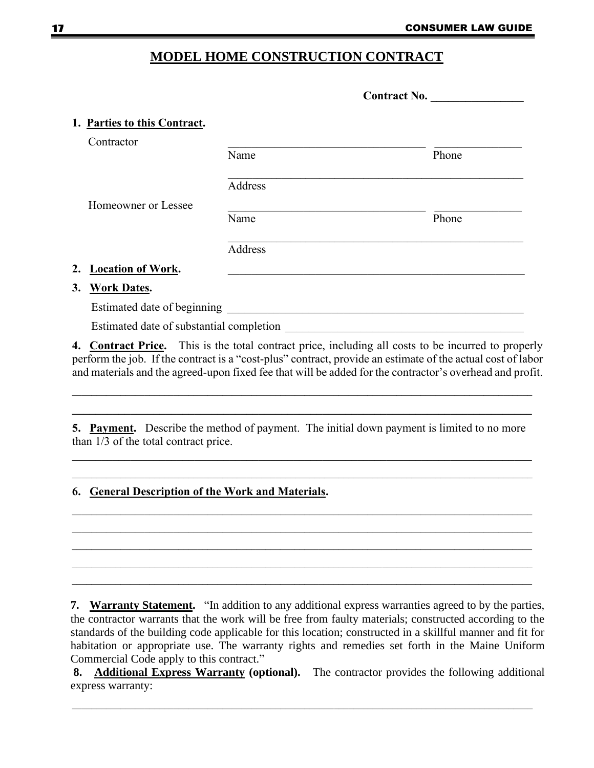# MODEL HOME CONSTRUCTION CONTRACT

**Contract No. ________________**

**1. Parties to this Contract.**

Contractor

__________________________________ ______________
Name Phone

____________________________________________________
Address

Homeowner or Lessee

__________________________________ ______________
Name Phone

____________________________________________________
Address

**2. Location of Work.** ____________________________________________________

**3. Work Dates.**

Estimated date of beginning ____________________________________________________

Estimated date of substantial completion ________________________________________

**4. Contract Price.** This is the total contract price, including all costs to be incurred to properly perform the job. If the contract is a "cost-plus" contract, provide an estimate of the actual cost of labor and materials and the agreed-upon fixed fee that will be added for the contractor's overhead and profit.

________________________________________________________________________________

________________________________________________________________________________

**5. Payment.** Describe the method of payment. The initial down payment is limited to no more than 1/3 of the total contract price.

________________________________________________________________________________

________________________________________________________________________________

**6. General Description of the Work and Materials.**

________________________________________________________________________________

________________________________________________________________________________

________________________________________________________________________________

________________________________________________________________________________

________________________________________________________________________________

**7. Warranty Statement.** "In addition to any additional express warranties agreed to by the parties, the contractor warrants that the work will be free from faulty materials; constructed according to the standards of the building code applicable for this location; constructed in a skillful manner and fit for habitation or appropriate use. The warranty rights and remedies set forth in the Maine Uniform Commercial Code apply to this contract."

**8. Additional Express Warranty (optional).** The contractor provides the following additional express warranty:

________________________________________________________________________________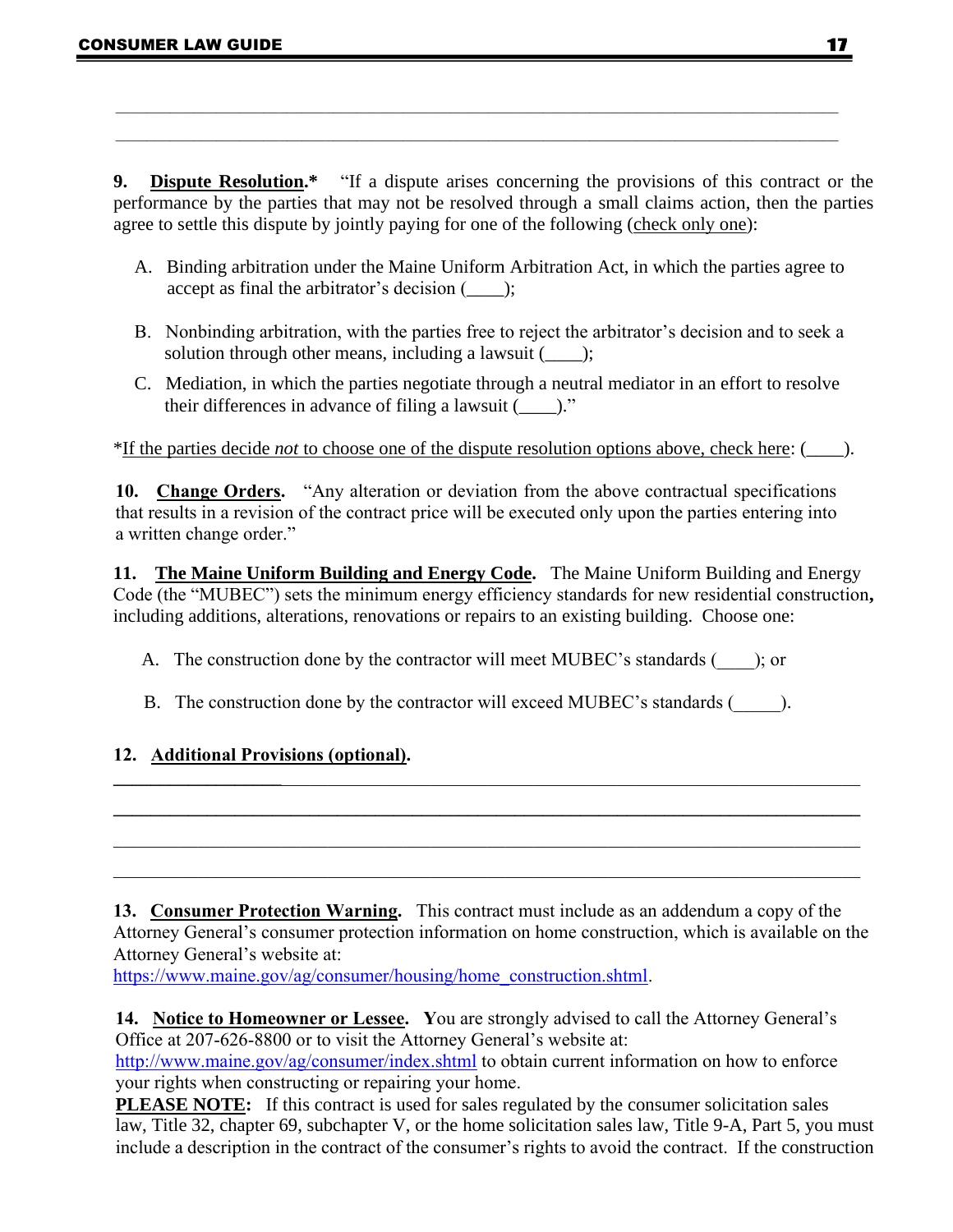\_\_\_\_\_\_\_\_\_\_\_\_\_\_\_\_\_\_\_\_\_\_\_\_\_\_\_\_\_\_\_\_\_\_\_\_\_\_\_\_\_\_\_\_\_\_\_\_\_\_\_\_\_\_\_\_\_\_\_\_\_\_\_\_\_\_\_\_\_\_\_\_\_\_\_\_\_\_

\_\_\_\_\_\_\_\_\_\_\_\_\_\_\_\_\_\_\_\_\_\_\_\_\_\_\_\_\_\_\_\_\_\_\_\_\_\_\_\_\_\_\_\_\_\_\_\_\_\_\_\_\_\_\_\_\_\_\_\_\_\_\_\_\_\_\_\_\_\_\_\_\_\_\_\_\_\_

**9. Dispute Resolution.*** "If a dispute arises concerning the provisions of this contract or the performance by the parties that may not be resolved through a small claims action, then the parties agree to settle this dispute by jointly paying for one of the following (check only one):

A. Binding arbitration under the Maine Uniform Arbitration Act, in which the parties agree to accept as final the arbitrator's decision (\_\_\_\_);

B. Nonbinding arbitration, with the parties free to reject the arbitrator's decision and to seek a solution through other means, including a lawsuit (\_\_\_\_);

C. Mediation, in which the parties negotiate through a neutral mediator in an effort to resolve their differences in advance of filing a lawsuit (\_\_\_\_)."

*If the parties decide *not* to choose one of the dispute resolution options above, check here: (\_\_\_\_).

**10. Change Orders.** "Any alteration or deviation from the above contractual specifications that results in a revision of the contract price will be executed only upon the parties entering into a written change order."

**11. The Maine Uniform Building and Energy Code.** The Maine Uniform Building and Energy Code (the "MUBEC") sets the minimum energy efficiency standards for new residential construction, including additions, alterations, renovations or repairs to an existing building. Choose one:

A. The construction done by the contractor will meet MUBEC's standards (\_\_\_\_); or

B. The construction done by the contractor will exceed MUBEC's standards (\_\_\_\_\_).

**12. Additional Provisions (optional).**

\_\_\_\_\_\_\_\_\_\_\_\_\_\_\_\_\_\_\_\_\_\_\_\_\_\_\_\_\_\_\_\_\_\_\_\_\_\_\_\_\_\_\_\_\_\_\_\_\_\_\_\_\_\_\_\_\_\_\_\_\_\_\_\_\_\_\_\_\_\_\_\_\_\_\_\_\_\_

\_\_\_\_\_\_\_\_\_\_\_\_\_\_\_\_\_\_\_\_\_\_\_\_\_\_\_\_\_\_\_\_\_\_\_\_\_\_\_\_\_\_\_\_\_\_\_\_\_\_\_\_\_\_\_\_\_\_\_\_\_\_\_\_\_\_\_\_\_\_\_\_\_\_\_\_\_\_

\_\_\_\_\_\_\_\_\_\_\_\_\_\_\_\_\_\_\_\_\_\_\_\_\_\_\_\_\_\_\_\_\_\_\_\_\_\_\_\_\_\_\_\_\_\_\_\_\_\_\_\_\_\_\_\_\_\_\_\_\_\_\_\_\_\_\_\_\_\_\_\_\_\_\_\_\_\_

\_\_\_\_\_\_\_\_\_\_\_\_\_\_\_\_\_\_\_\_\_\_\_\_\_\_\_\_\_\_\_\_\_\_\_\_\_\_\_\_\_\_\_\_\_\_\_\_\_\_\_\_\_\_\_\_\_\_\_\_\_\_\_\_\_\_\_\_\_\_\_\_\_\_\_\_\_\_

**13. Consumer Protection Warning.** This contract must include as an addendum a copy of the Attorney General's consumer protection information on home construction, which is available on the Attorney General's website at: https://www.maine.gov/ag/consumer/housing/home_construction.shtml.

**14. Notice to Homeowner or Lessee.** **Y**ou are strongly advised to call the Attorney General's Office at 207-626-8800 or to visit the Attorney General's website at: http://www.maine.gov/ag/consumer/index.shtml to obtain current information on how to enforce your rights when constructing or repairing your home.

**PLEASE NOTE:** If this contract is used for sales regulated by the consumer solicitation sales law, Title 32, chapter 69, subchapter V, or the home solicitation sales law, Title 9-A, Part 5, you must include a description in the contract of the consumer's rights to avoid the contract. If the construction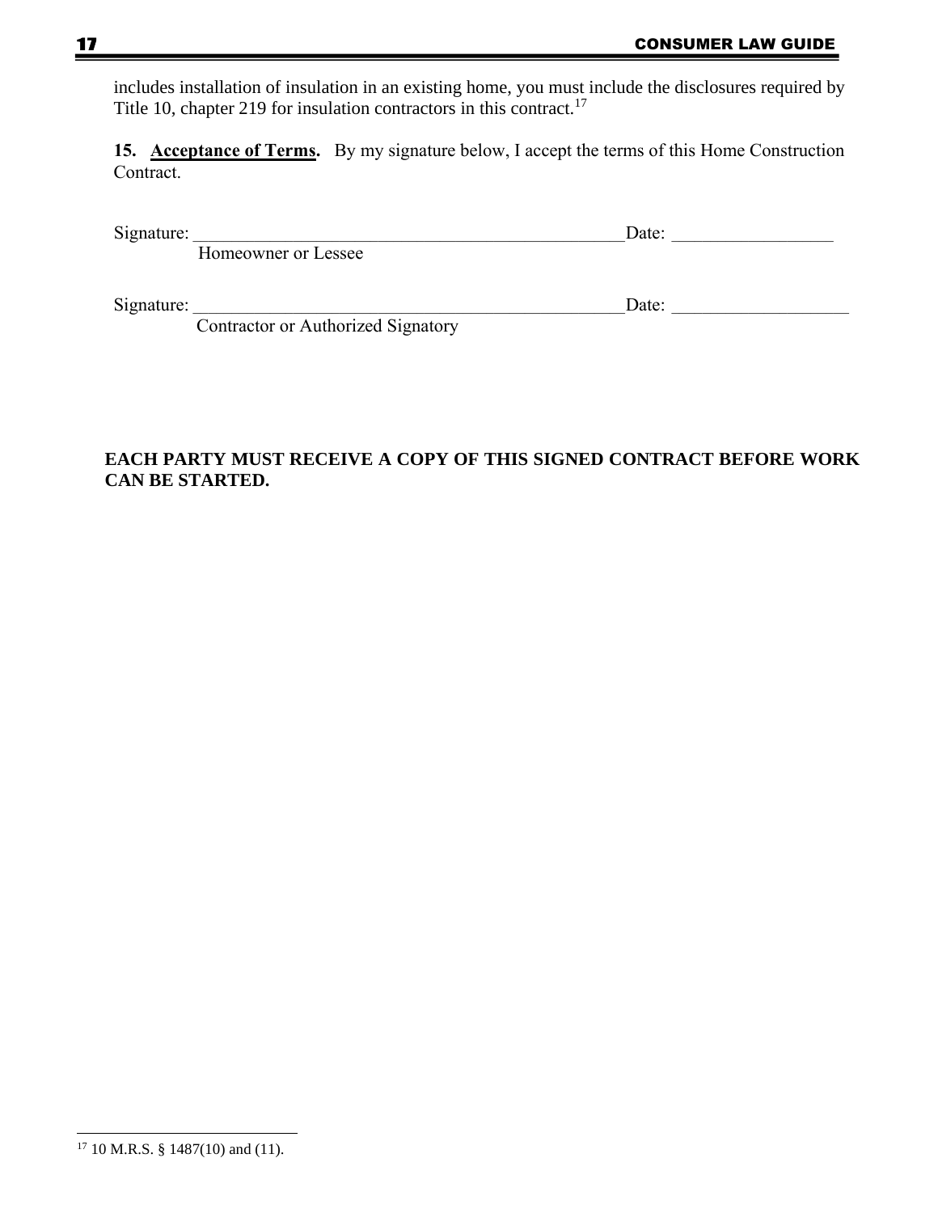includes installation of insulation in an existing home, you must include the disclosures required by Title 10, chapter 219 for insulation contractors in this contract.[17]

**15. <u>Acceptance of Terms</u>.** By my signature below, I accept the terms of this Home Construction Contract.

Signature: ________________________________________________Date: __________________
Homeowner or Lessee

Signature: ________________________________________________Date: ___________________
Contractor or Authorized Signatory

**EACH PARTY MUST RECEIVE A COPY OF THIS SIGNED CONTRACT BEFORE WORK CAN BE STARTED.**

---

[17] 10 M.R.S. § 1487(10) and (11).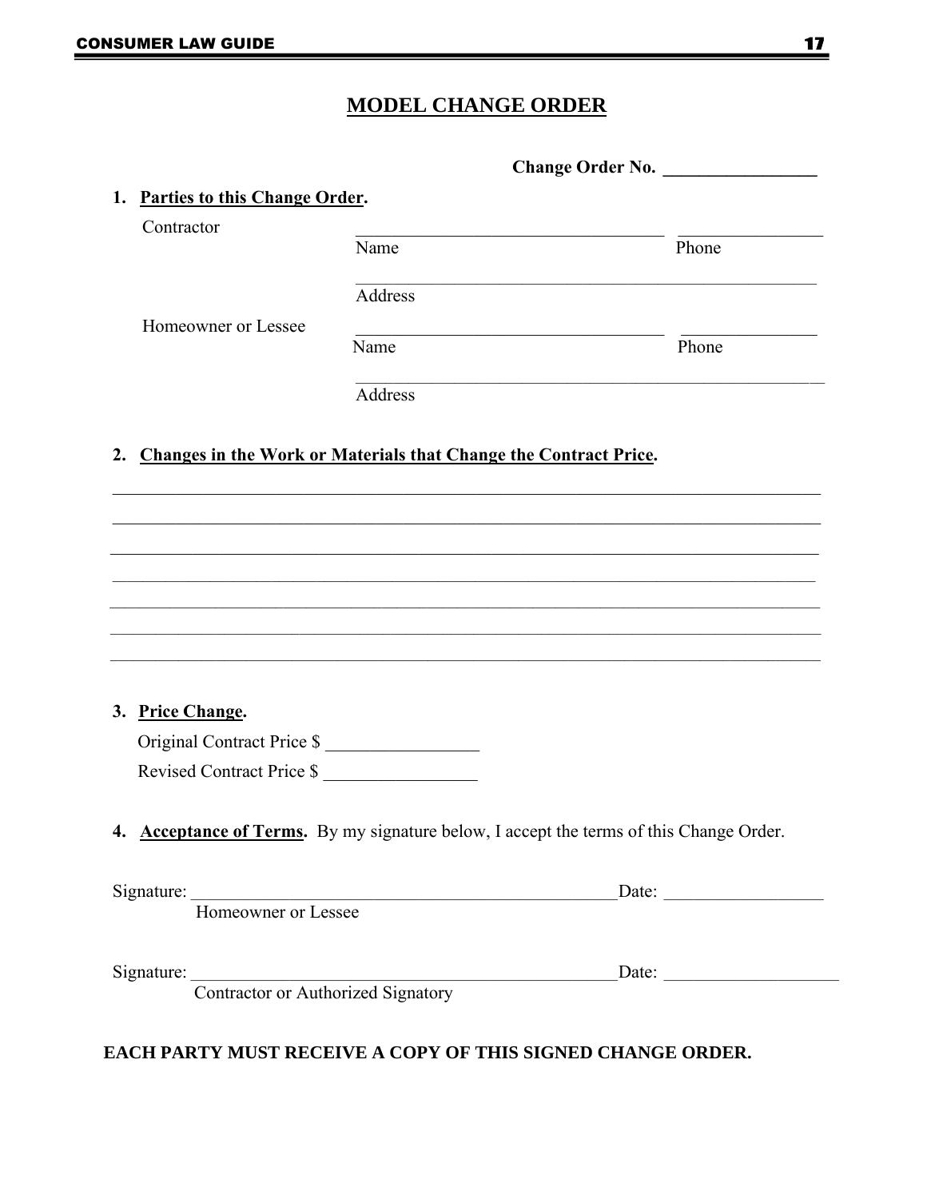# MODEL CHANGE ORDER

**Change Order No. \_\_\_\_\_\_\_\_\_\_\_\_\_\_\_\_\_**

1. **Parties to this Change Order.**

Contractor

\_\_\_\_\_\_\_\_\_\_\_\_\_\_\_\_\_\_\_\_\_\_\_\_\_\_\_\_\_\_\_\_\_\_\_ \_\_\_\_\_\_\_\_\_\_\_\_\_\_\_\_
Name Phone

\_\_\_\_\_\_\_\_\_\_\_\_\_\_\_\_\_\_\_\_\_\_\_\_\_\_\_\_\_\_\_\_\_\_\_\_\_\_\_\_\_\_\_\_\_\_\_\_\_\_\_\_
Address

Homeowner or Lessee

\_\_\_\_\_\_\_\_\_\_\_\_\_\_\_\_\_\_\_\_\_\_\_\_\_\_\_\_\_\_\_\_\_\_\_ \_\_\_\_\_\_\_\_\_\_\_\_\_\_\_\_
Name Phone

\_\_\_\_\_\_\_\_\_\_\_\_\_\_\_\_\_\_\_\_\_\_\_\_\_\_\_\_\_\_\_\_\_\_\_\_\_\_\_\_\_\_\_\_\_\_\_\_\_\_\_\_
Address

2. **Changes in the Work or Materials that Change the Contract Price.**

\_\_\_\_\_\_\_\_\_\_\_\_\_\_\_\_\_\_\_\_\_\_\_\_\_\_\_\_\_\_\_\_\_\_\_\_\_\_\_\_\_\_\_\_\_\_\_\_\_\_\_\_\_\_\_\_\_\_\_\_\_\_\_\_\_\_\_\_\_\_\_\_\_\_\_\_

\_\_\_\_\_\_\_\_\_\_\_\_\_\_\_\_\_\_\_\_\_\_\_\_\_\_\_\_\_\_\_\_\_\_\_\_\_\_\_\_\_\_\_\_\_\_\_\_\_\_\_\_\_\_\_\_\_\_\_\_\_\_\_\_\_\_\_\_\_\_\_\_\_\_\_\_

\_\_\_\_\_\_\_\_\_\_\_\_\_\_\_\_\_\_\_\_\_\_\_\_\_\_\_\_\_\_\_\_\_\_\_\_\_\_\_\_\_\_\_\_\_\_\_\_\_\_\_\_\_\_\_\_\_\_\_\_\_\_\_\_\_\_\_\_\_\_\_\_\_\_\_\_

\_\_\_\_\_\_\_\_\_\_\_\_\_\_\_\_\_\_\_\_\_\_\_\_\_\_\_\_\_\_\_\_\_\_\_\_\_\_\_\_\_\_\_\_\_\_\_\_\_\_\_\_\_\_\_\_\_\_\_\_\_\_\_\_\_\_\_\_\_\_\_\_\_\_\_\_

\_\_\_\_\_\_\_\_\_\_\_\_\_\_\_\_\_\_\_\_\_\_\_\_\_\_\_\_\_\_\_\_\_\_\_\_\_\_\_\_\_\_\_\_\_\_\_\_\_\_\_\_\_\_\_\_\_\_\_\_\_\_\_\_\_\_\_\_\_\_\_\_\_\_\_\_

\_\_\_\_\_\_\_\_\_\_\_\_\_\_\_\_\_\_\_\_\_\_\_\_\_\_\_\_\_\_\_\_\_\_\_\_\_\_\_\_\_\_\_\_\_\_\_\_\_\_\_\_\_\_\_\_\_\_\_\_\_\_\_\_\_\_\_\_\_\_\_\_\_\_\_\_

\_\_\_\_\_\_\_\_\_\_\_\_\_\_\_\_\_\_\_\_\_\_\_\_\_\_\_\_\_\_\_\_\_\_\_\_\_\_\_\_\_\_\_\_\_\_\_\_\_\_\_\_\_\_\_\_\_\_\_\_\_\_\_\_\_\_\_\_\_\_\_\_\_\_\_\_

3. **Price Change.**

Original Contract Price $ \_\_\_\_\_\_\_\_\_\_\_\_\_\_\_\_\_

Revised Contract Price $ \_\_\_\_\_\_\_\_\_\_\_\_\_\_\_\_\_

4. **Acceptance of Terms.** By my signature below, I accept the terms of this Change Order.

Signature: \_\_\_\_\_\_\_\_\_\_\_\_\_\_\_\_\_\_\_\_\_\_\_\_\_\_\_\_\_\_\_\_\_\_\_\_\_\_\_\_\_\_\_\_\_\_\_\_ Date: \_\_\_\_\_\_\_\_\_\_\_\_\_\_\_\_\_\_
Homeowner or Lessee

Signature: \_\_\_\_\_\_\_\_\_\_\_\_\_\_\_\_\_\_\_\_\_\_\_\_\_\_\_\_\_\_\_\_\_\_\_\_\_\_\_\_\_\_\_\_\_\_\_\_ Date: \_\_\_\_\_\_\_\_\_\_\_\_\_\_\_\_\_\_\_\_
Contractor or Authorized Signatory

**EACH PARTY MUST RECEIVE A COPY OF THIS SIGNED CHANGE ORDER.**